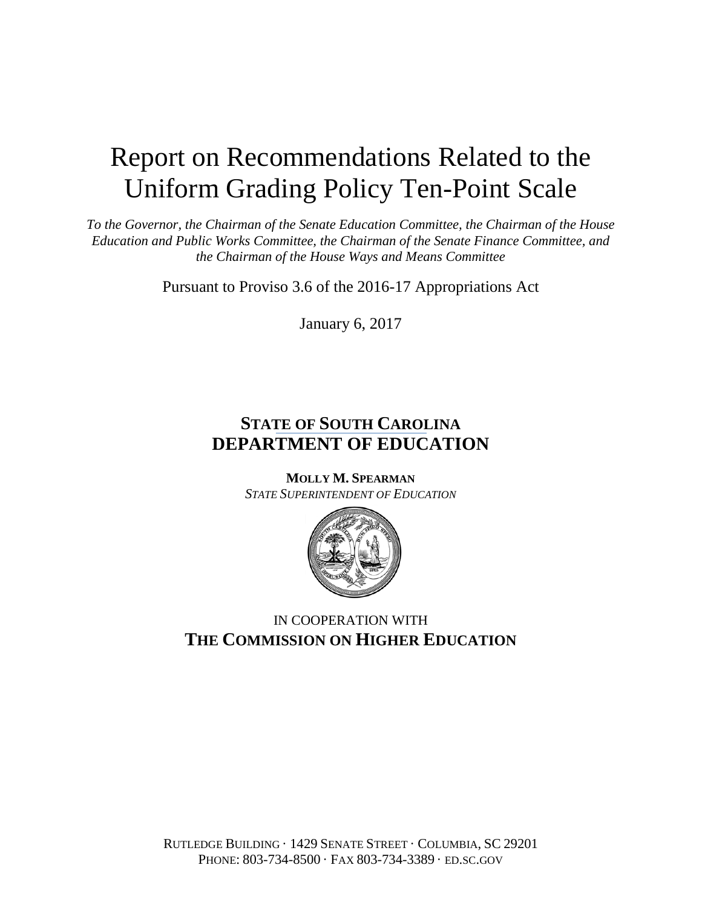# Report on Recommendations Related to the Uniform Grading Policy Ten-Point Scale

*To the Governor, the Chairman of the Senate Education Committee, the Chairman of the House Education and Public Works Committee, the Chairman of the Senate Finance Committee, and the Chairman of the House Ways and Means Committee*

Pursuant to Proviso 3.6 of the 2016-17 Appropriations Act

January 6, 2017

**STATE OF SOUTH CAROLINA**
**DEPARTMENT OF EDUCATION**

**MOLLY M. SPEARMAN**
*STATE SUPERINTENDENT OF EDUCATION*

IN COOPERATION WITH
**THE COMMISSION ON HIGHER EDUCATION**

RUTLEDGE BUILDING · 1429 SENATE STREET · COLUMBIA, SC 29201
PHONE: 803-734-8500 · FAX 803-734-3389 · ED.SC.GOV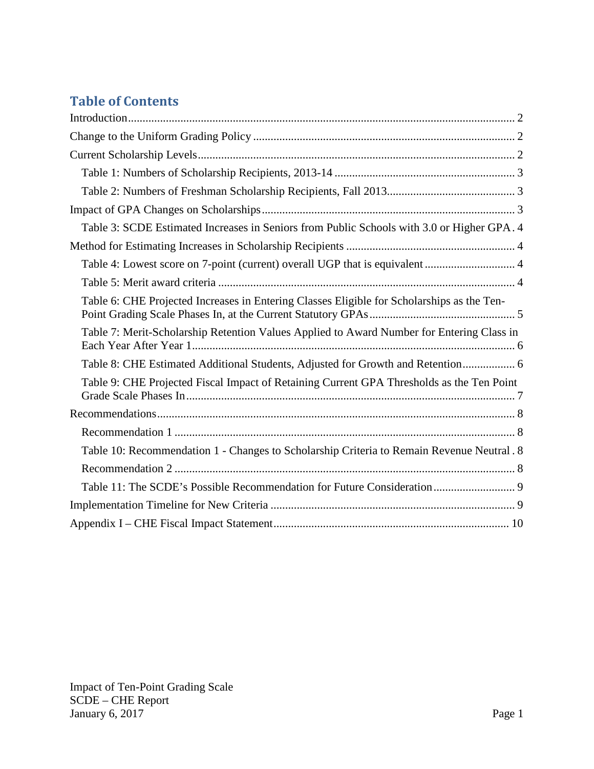## Table of Contents

Introduction ..... 2

Change to the Uniform Grading Policy ..... 2

Current Scholarship Levels ..... 2

- Table 1: Numbers of Scholarship Recipients, 2013-14 ..... 3
- Table 2: Numbers of Freshman Scholarship Recipients, Fall 2013 ..... 3

Impact of GPA Changes on Scholarships ..... 3

- Table 3: SCDE Estimated Increases in Seniors from Public Schools with 3.0 or Higher GPA ..... 4

Method for Estimating Increases in Scholarship Recipients ..... 4

- Table 4: Lowest score on 7-point (current) overall UGP that is equivalent ..... 4
- Table 5: Merit award criteria ..... 4
- Table 6: CHE Projected Increases in Entering Classes Eligible for Scholarships as the Ten-Point Grading Scale Phases In, at the Current Statutory GPAs ..... 5
- Table 7: Merit-Scholarship Retention Values Applied to Award Number for Entering Class in Each Year After Year 1 ..... 6
- Table 8: CHE Estimated Additional Students, Adjusted for Growth and Retention ..... 6
- Table 9: CHE Projected Fiscal Impact of Retaining Current GPA Thresholds as the Ten Point Grade Scale Phases In ..... 7

Recommendations ..... 8

- Recommendation 1 ..... 8
- Table 10: Recommendation 1 - Changes to Scholarship Criteria to Remain Revenue Neutral ..... 8
- Recommendation 2 ..... 8
- Table 11: The SCDE's Possible Recommendation for Future Consideration ..... 9

Implementation Timeline for New Criteria ..... 9

Appendix I – CHE Fiscal Impact Statement ..... 10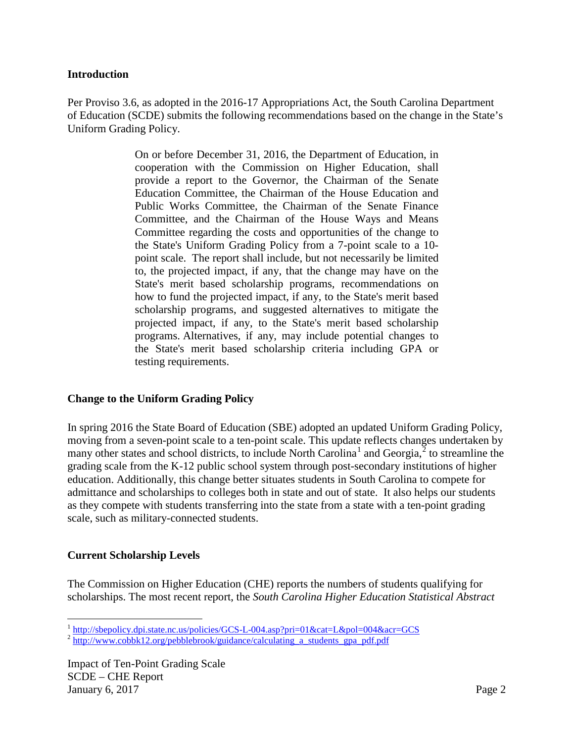## Introduction

Per Proviso 3.6, as adopted in the 2016-17 Appropriations Act, the South Carolina Department of Education (SCDE) submits the following recommendations based on the change in the State's Uniform Grading Policy.

> On or before December 31, 2016, the Department of Education, in cooperation with the Commission on Higher Education, shall provide a report to the Governor, the Chairman of the Senate Education Committee, the Chairman of the House Education and Public Works Committee, the Chairman of the Senate Finance Committee, and the Chairman of the House Ways and Means Committee regarding the costs and opportunities of the change to the State's Uniform Grading Policy from a 7-point scale to a 10-point scale. The report shall include, but not necessarily be limited to, the projected impact, if any, that the change may have on the State's merit based scholarship programs, recommendations on how to fund the projected impact, if any, to the State's merit based scholarship programs, and suggested alternatives to mitigate the projected impact, if any, to the State's merit based scholarship programs. Alternatives, if any, may include potential changes to the State's merit based scholarship criteria including GPA or testing requirements.

## Change to the Uniform Grading Policy

In spring 2016 the State Board of Education (SBE) adopted an updated Uniform Grading Policy, moving from a seven-point scale to a ten-point scale. This update reflects changes undertaken by many other states and school districts, to include North Carolina[1] and Georgia,[2] to streamline the grading scale from the K-12 public school system through post-secondary institutions of higher education. Additionally, this change better situates students in South Carolina to compete for admittance and scholarships to colleges both in state and out of state. It also helps our students as they compete with students transferring into the state from a state with a ten-point grading scale, such as military-connected students.

## Current Scholarship Levels

The Commission on Higher Education (CHE) reports the numbers of students qualifying for scholarships. The most recent report, the *South Carolina Higher Education Statistical Abstract*

---

[1] http://sbepolicy.dpi.state.nc.us/policies/GCS-L-004.asp?pri=01&cat=L&pol=004&acr=GCS

[2] http://www.cobbk12.org/pebblebrook/guidance/calculating_a_students_gpa_pdf.pdf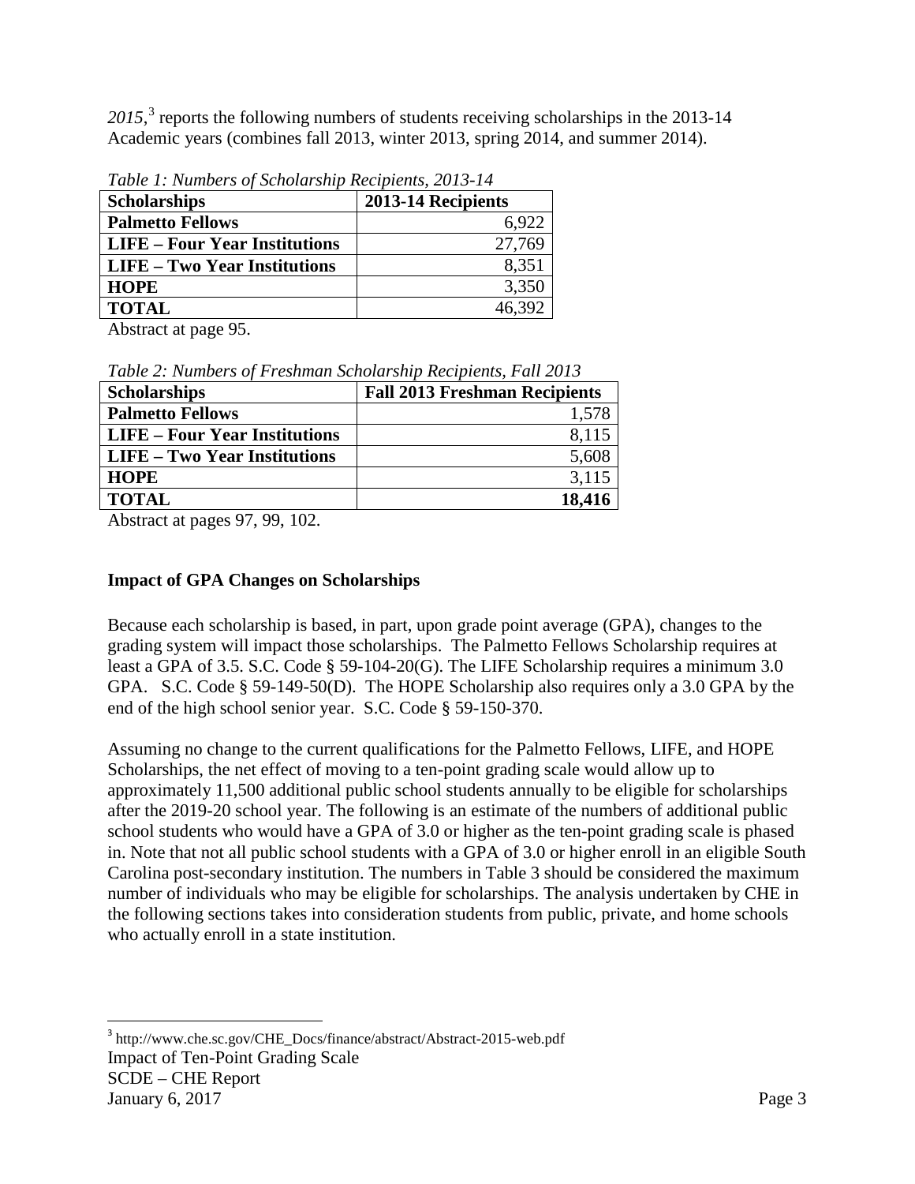*2015*,[3] reports the following numbers of students receiving scholarships in the 2013-14 Academic years (combines fall 2013, winter 2013, spring 2014, and summer 2014).

*Table 1: Numbers of Scholarship Recipients, 2013-14*

| **Scholarships** | **2013-14 Recipients** |
|---|---|
| **Palmetto Fellows** | 6,922 |
| **LIFE – Four Year Institutions** | 27,769 |
| **LIFE – Two Year Institutions** | 8,351 |
| **HOPE** | 3,350 |
| **TOTAL** | 46,392 |

Abstract at page 95.

*Table 2: Numbers of Freshman Scholarship Recipients, Fall 2013*

| **Scholarships** | **Fall 2013 Freshman Recipients** |
|---|---|
| **Palmetto Fellows** | 1,578 |
| **LIFE – Four Year Institutions** | 8,115 |
| **LIFE – Two Year Institutions** | 5,608 |
| **HOPE** | 3,115 |
| **TOTAL** | **18,416** |

Abstract at pages 97, 99, 102.

**Impact of GPA Changes on Scholarships**

Because each scholarship is based, in part, upon grade point average (GPA), changes to the grading system will impact those scholarships. The Palmetto Fellows Scholarship requires at least a GPA of 3.5. S.C. Code § 59-104-20(G). The LIFE Scholarship requires a minimum 3.0 GPA. S.C. Code § 59-149-50(D). The HOPE Scholarship also requires only a 3.0 GPA by the end of the high school senior year. S.C. Code § 59-150-370.

Assuming no change to the current qualifications for the Palmetto Fellows, LIFE, and HOPE Scholarships, the net effect of moving to a ten-point grading scale would allow up to approximately 11,500 additional public school students annually to be eligible for scholarships after the 2019-20 school year. The following is an estimate of the numbers of additional public school students who would have a GPA of 3.0 or higher as the ten-point grading scale is phased in. Note that not all public school students with a GPA of 3.0 or higher enroll in an eligible South Carolina post-secondary institution. The numbers in Table 3 should be considered the maximum number of individuals who may be eligible for scholarships. The analysis undertaken by CHE in the following sections takes into consideration students from public, private, and home schools who actually enroll in a state institution.

[3] http://www.che.sc.gov/CHE_Docs/finance/abstract/Abstract-2015-web.pdf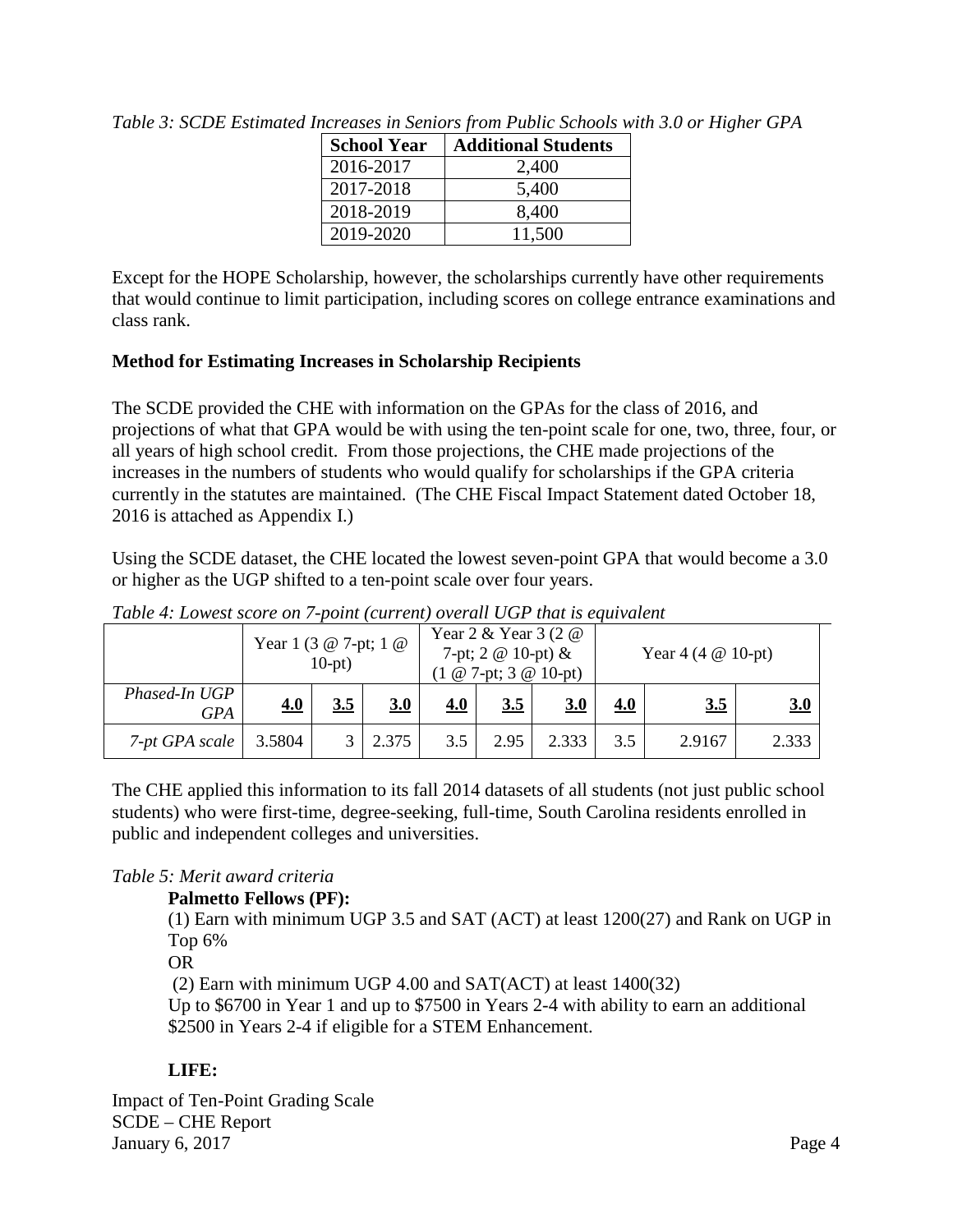*Table 3: SCDE Estimated Increases in Seniors from Public Schools with 3.0 or Higher GPA*

| School Year | Additional Students |
|---|---|
| 2016-2017 | 2,400 |
| 2017-2018 | 5,400 |
| 2018-2019 | 8,400 |
| 2019-2020 | 11,500 |

Except for the HOPE Scholarship, however, the scholarships currently have other requirements that would continue to limit participation, including scores on college entrance examinations and class rank.

**Method for Estimating Increases in Scholarship Recipients**

The SCDE provided the CHE with information on the GPAs for the class of 2016, and projections of what that GPA would be with using the ten-point scale for one, two, three, four, or all years of high school credit. From those projections, the CHE made projections of the increases in the numbers of students who would qualify for scholarships if the GPA criteria currently in the statutes are maintained. (The CHE Fiscal Impact Statement dated October 18, 2016 is attached as Appendix I.)

Using the SCDE dataset, the CHE located the lowest seven-point GPA that would become a 3.0 or higher as the UGP shifted to a ten-point scale over four years.

*Table 4: Lowest score on 7-point (current) overall UGP that is equivalent*

| | Year 1 (3 @ 7-pt; 1 @ 10-pt) | | | Year 2 & Year 3 (2 @ 7-pt; 2 @ 10-pt) & (1 @ 7-pt; 3 @ 10-pt) | | | Year 4 (4 @ 10-pt) | | |
|---|---|---|---|---|---|---|---|---|---|
| *Phased-In UGP GPA* | **4.0** | **3.5** | **3.0** | **4.0** | **3.5** | **3.0** | **4.0** | **3.5** | **3.0** |
| *7-pt GPA scale* | 3.5804 | 3 | 2.375 | 3.5 | 2.95 | 2.333 | 3.5 | 2.9167 | 2.333 |

The CHE applied this information to its fall 2014 datasets of all students (not just public school students) who were first-time, degree-seeking, full-time, South Carolina residents enrolled in public and independent colleges and universities.

*Table 5: Merit award criteria*

**Palmetto Fellows (PF):**

(1) Earn with minimum UGP 3.5 and SAT (ACT) at least 1200(27) and Rank on UGP in Top 6%

OR

(2) Earn with minimum UGP 4.00 and SAT(ACT) at least 1400(32)

Up to $6700 in Year 1 and up to $7500 in Years 2-4 with ability to earn an additional $2500 in Years 2-4 if eligible for a STEM Enhancement.

**LIFE:**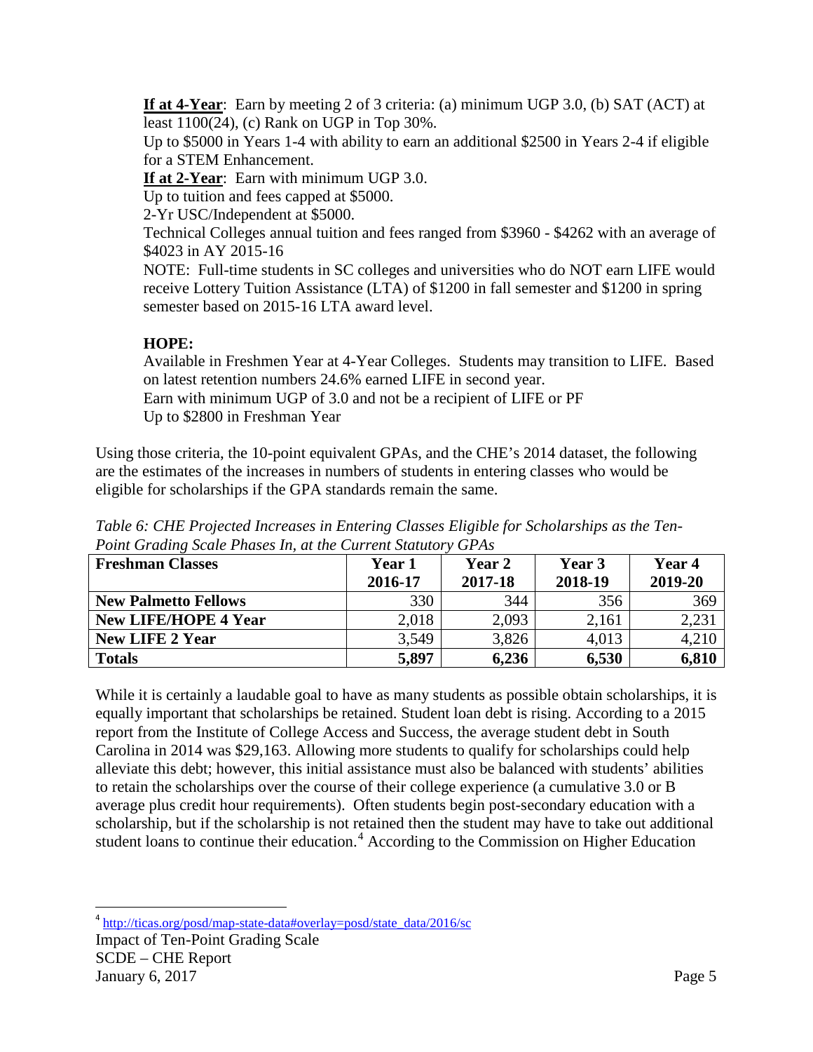**If at 4-Year**: Earn by meeting 2 of 3 criteria: (a) minimum UGP 3.0, (b) SAT (ACT) at least 1100(24), (c) Rank on UGP in Top 30%.

Up to $5000 in Years 1-4 with ability to earn an additional $2500 in Years 2-4 if eligible for a STEM Enhancement.

**If at 2-Year**: Earn with minimum UGP 3.0.

Up to tuition and fees capped at $5000.

2-Yr USC/Independent at $5000.

Technical Colleges annual tuition and fees ranged from $3960 - $4262 with an average of $4023 in AY 2015-16

NOTE: Full-time students in SC colleges and universities who do NOT earn LIFE would receive Lottery Tuition Assistance (LTA) of $1200 in fall semester and $1200 in spring semester based on 2015-16 LTA award level.

**HOPE:**

Available in Freshmen Year at 4-Year Colleges. Students may transition to LIFE. Based on latest retention numbers 24.6% earned LIFE in second year.

Earn with minimum UGP of 3.0 and not be a recipient of LIFE or PF

Up to $2800 in Freshman Year

Using those criteria, the 10-point equivalent GPAs, and the CHE's 2014 dataset, the following are the estimates of the increases in numbers of students in entering classes who would be eligible for scholarships if the GPA standards remain the same.

*Table 6: CHE Projected Increases in Entering Classes Eligible for Scholarships as the Ten-Point Grading Scale Phases In, at the Current Statutory GPAs*

| Freshman Classes | Year 1 2016-17 | Year 2 2017-18 | Year 3 2018-19 | Year 4 2019-20 |
|---|---|---|---|---|
| **New Palmetto Fellows** | 330 | 344 | 356 | 369 |
| **New LIFE/HOPE 4 Year** | 2,018 | 2,093 | 2,161 | 2,231 |
| **New LIFE 2 Year** | 3,549 | 3,826 | 4,013 | 4,210 |
| **Totals** | **5,897** | **6,236** | **6,530** | **6,810** |

While it is certainly a laudable goal to have as many students as possible obtain scholarships, it is equally important that scholarships be retained. Student loan debt is rising. According to a 2015 report from the Institute of College Access and Success, the average student debt in South Carolina in 2014 was $29,163. Allowing more students to qualify for scholarships could help alleviate this debt; however, this initial assistance must also be balanced with students' abilities to retain the scholarships over the course of their college experience (a cumulative 3.0 or B average plus credit hour requirements). Often students begin post-secondary education with a scholarship, but if the scholarship is not retained then the student may have to take out additional student loans to continue their education.[4] According to the Commission on Higher Education

[4] http://ticas.org/posd/map-state-data#overlay=posd/state_data/2016/sc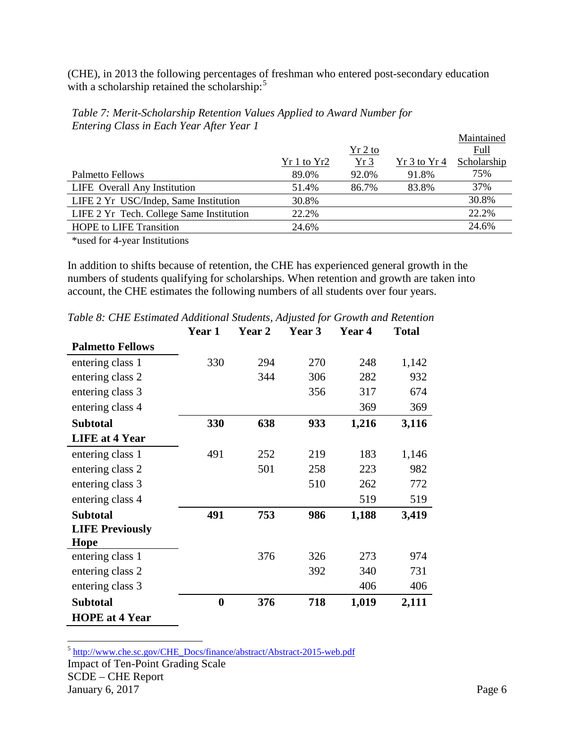(CHE), in 2013 the following percentages of freshman who entered post-secondary education with a scholarship retained the scholarship:[5]

*Table 7: Merit-Scholarship Retention Values Applied to Award Number for Entering Class in Each Year After Year 1*

| | Yr 1 to Yr2 | Yr 2 to Yr 3 | Yr 3 to Yr 4 | Maintained Full Scholarship |
|---|---|---|---|---|
| Palmetto Fellows | 89.0% | 92.0% | 91.8% | 75% |
| LIFE Overall Any Institution | 51.4% | 86.7% | 83.8% | 37% |
| LIFE 2 Yr USC/Indep, Same Institution | 30.8% | | | 30.8% |
| LIFE 2 Yr Tech. College Same Institution | 22.2% | | | 22.2% |
| HOPE to LIFE Transition | 24.6% | | | 24.6% |

*used for 4-year Institutions

In addition to shifts because of retention, the CHE has experienced general growth in the numbers of students qualifying for scholarships. When retention and growth are taken into account, the CHE estimates the following numbers of all students over four years.

*Table 8: CHE Estimated Additional Students, Adjusted for Growth and Retention*

| | Year 1 | Year 2 | Year 3 | Year 4 | Total |
|---|---|---|---|---|---|
| **Palmetto Fellows** | | | | | |
| entering class 1 | 330 | 294 | 270 | 248 | 1,142 |
| entering class 2 | | 344 | 306 | 282 | 932 |
| entering class 3 | | | 356 | 317 | 674 |
| entering class 4 | | | | 369 | 369 |
| **Subtotal** | **330** | **638** | **933** | **1,216** | **3,116** |
| **LIFE at 4 Year** | | | | | |
| entering class 1 | 491 | 252 | 219 | 183 | 1,146 |
| entering class 2 | | 501 | 258 | 223 | 982 |
| entering class 3 | | | 510 | 262 | 772 |
| entering class 4 | | | | 519 | 519 |
| **Subtotal** | **491** | **753** | **986** | **1,188** | **3,419** |
| **LIFE Previously Hope** | | | | | |
| entering class 1 | | 376 | 326 | 273 | 974 |
| entering class 2 | | | 392 | 340 | 731 |
| entering class 3 | | | | 406 | 406 |
| **Subtotal** | **0** | **376** | **718** | **1,019** | **2,111** |
| **HOPE at 4 Year** | | | | | |

[5] http://www.che.sc.gov/CHE_Docs/finance/abstract/Abstract-2015-web.pdf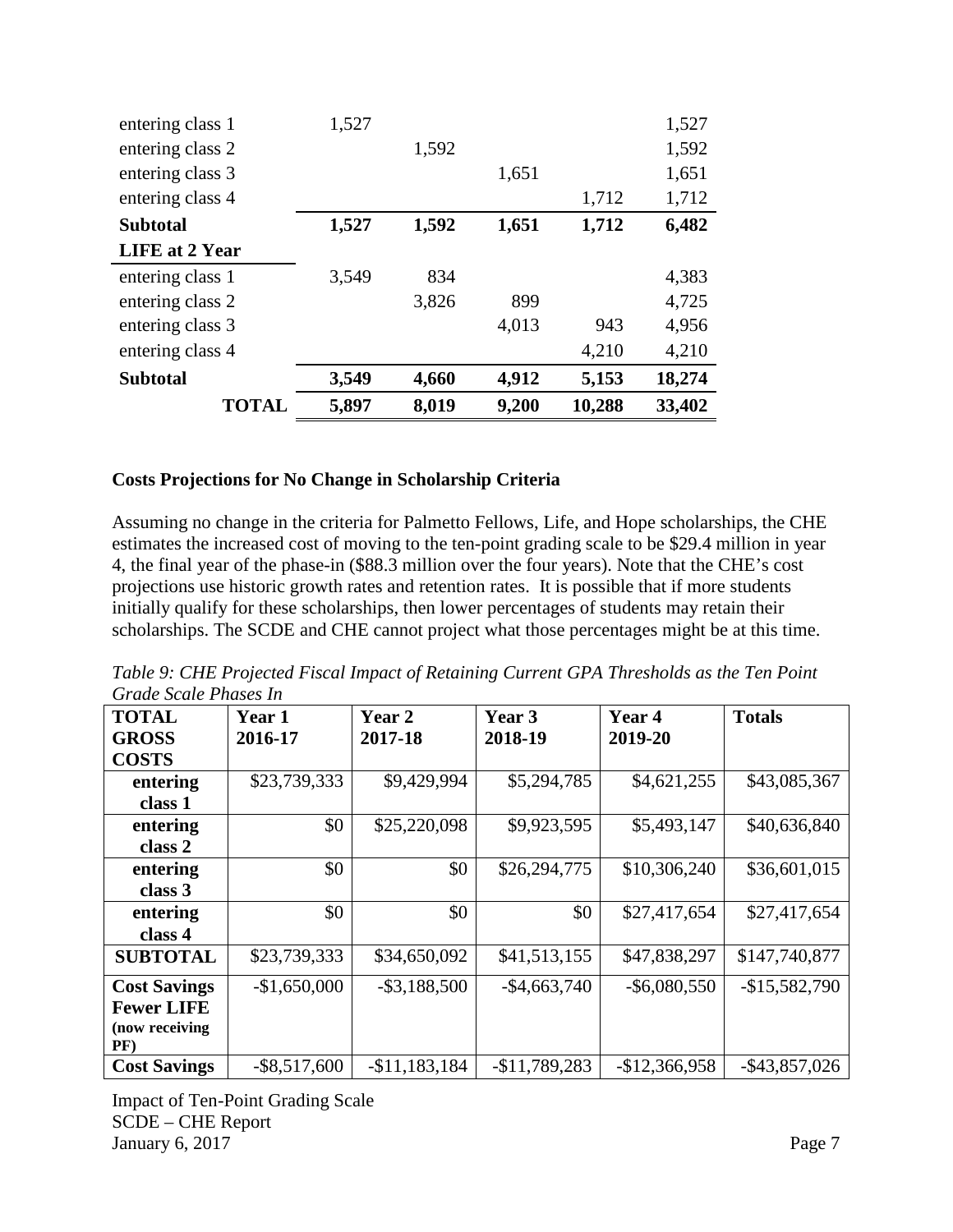| | | | | | |
|---|---|---|---|---|---|
| entering class 1 | 1,527 | | | | 1,527 |
| entering class 2 | | 1,592 | | | 1,592 |
| entering class 3 | | | 1,651 | | 1,651 |
| entering class 4 | | | | 1,712 | 1,712 |
| **Subtotal** | **1,527** | **1,592** | **1,651** | **1,712** | **6,482** |
| **LIFE at 2 Year** | | | | | |
| entering class 1 | 3,549 | 834 | | | 4,383 |
| entering class 2 | | 3,826 | 899 | | 4,725 |
| entering class 3 | | | 4,013 | 943 | 4,956 |
| entering class 4 | | | | 4,210 | 4,210 |
| **Subtotal** | **3,549** | **4,660** | **4,912** | **5,153** | **18,274** |
| **TOTAL** | **5,897** | **8,019** | **9,200** | **10,288** | **33,402** |

**Costs Projections for No Change in Scholarship Criteria**

Assuming no change in the criteria for Palmetto Fellows, Life, and Hope scholarships, the CHE estimates the increased cost of moving to the ten-point grading scale to be $29.4 million in year 4, the final year of the phase-in ($88.3 million over the four years). Note that the CHE's cost projections use historic growth rates and retention rates. It is possible that if more students initially qualify for these scholarships, then lower percentages of students may retain their scholarships. The SCDE and CHE cannot project what those percentages might be at this time.

*Table 9: CHE Projected Fiscal Impact of Retaining Current GPA Thresholds as the Ten Point Grade Scale Phases In*

| **TOTAL GROSS COSTS** | **Year 1 2016-17** | **Year 2 2017-18** | **Year 3 2018-19** | **Year 4 2019-20** | **Totals** |
|---|---|---|---|---|---|
| **entering class 1** | $23,739,333 | $9,429,994 | $5,294,785 | $4,621,255 | $43,085,367 |
| **entering class 2** | $0 | $25,220,098 | $9,923,595 | $5,493,147 | $40,636,840 |
| **entering class 3** | $0 | $0 | $26,294,775 | $10,306,240 | $36,601,015 |
| **entering class 4** | $0 | $0 | $0 | $27,417,654 | $27,417,654 |
| **SUBTOTAL** | $23,739,333 | $34,650,092 | $41,513,155 | $47,838,297 | $147,740,877 |
| **Cost Savings Fewer LIFE (now receiving PF)** | -$1,650,000 | -$3,188,500 | -$4,663,740 | -$6,080,550 | -$15,582,790 |
| **Cost Savings** | -$8,517,600 | -$11,183,184 | -$11,789,283 | -$12,366,958 | -$43,857,026 |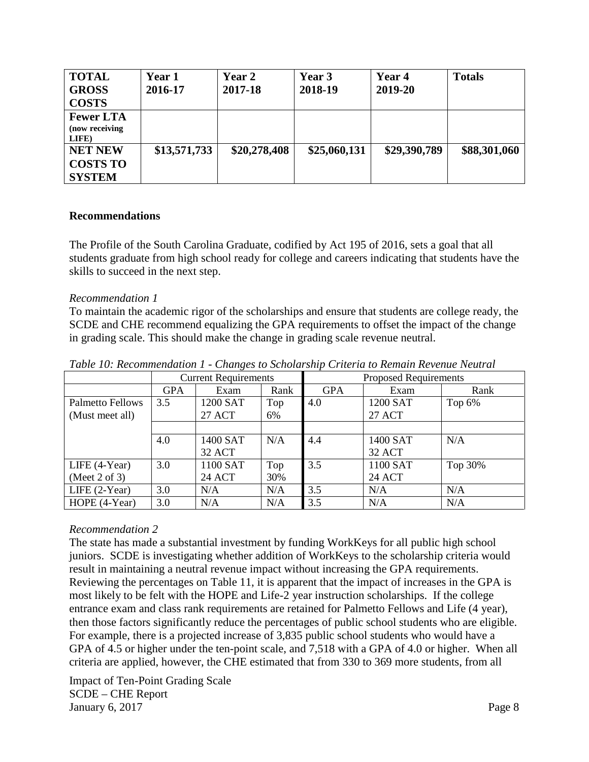| **TOTAL GROSS COSTS** | **Year 1 2016-17** | **Year 2 2017-18** | **Year 3 2018-19** | **Year 4 2019-20** | **Totals** |
|---|---|---|---|---|---|
| **Fewer LTA** (now receiving LIFE) | | | | | |
| **NET NEW COSTS TO SYSTEM** | **$13,571,733** | **$20,278,408** | **$25,060,131** | **$29,390,789** | **$88,301,060** |

### Recommendations

The Profile of the South Carolina Graduate, codified by Act 195 of 2016, sets a goal that all students graduate from high school ready for college and careers indicating that students have the skills to succeed in the next step.

*Recommendation 1*

To maintain the academic rigor of the scholarships and ensure that students are college ready, the SCDE and CHE recommend equalizing the GPA requirements to offset the impact of the change in grading scale. This should make the change in grading scale revenue neutral.

*Table 10: Recommendation 1 - Changes to Scholarship Criteria to Remain Revenue Neutral*

| | Current Requirements | | | Proposed Requirements | | |
|---|---|---|---|---|---|---|
| | GPA | Exam | Rank | GPA | Exam | Rank |
| Palmetto Fellows (Must meet all) | 3.5 | 1200 SAT 27 ACT | Top 6% | 4.0 | 1200 SAT 27 ACT | Top 6% |
| | | | | | | |
| | 4.0 | 1400 SAT 32 ACT | N/A | 4.4 | 1400 SAT 32 ACT | N/A |
| LIFE (4-Year) (Meet 2 of 3) | 3.0 | 1100 SAT 24 ACT | Top 30% | 3.5 | 1100 SAT 24 ACT | Top 30% |
| LIFE (2-Year) | 3.0 | N/A | N/A | 3.5 | N/A | N/A |
| HOPE (4-Year) | 3.0 | N/A | N/A | 3.5 | N/A | N/A |

*Recommendation 2*

The state has made a substantial investment by funding WorkKeys for all public high school juniors. SCDE is investigating whether addition of WorkKeys to the scholarship criteria would result in maintaining a neutral revenue impact without increasing the GPA requirements. Reviewing the percentages on Table 11, it is apparent that the impact of increases in the GPA is most likely to be felt with the HOPE and Life-2 year instruction scholarships. If the college entrance exam and class rank requirements are retained for Palmetto Fellows and Life (4 year), then those factors significantly reduce the percentages of public school students who are eligible. For example, there is a projected increase of 3,835 public school students who would have a GPA of 4.5 or higher under the ten-point scale, and 7,518 with a GPA of 4.0 or higher. When all criteria are applied, however, the CHE estimated that from 330 to 369 more students, from all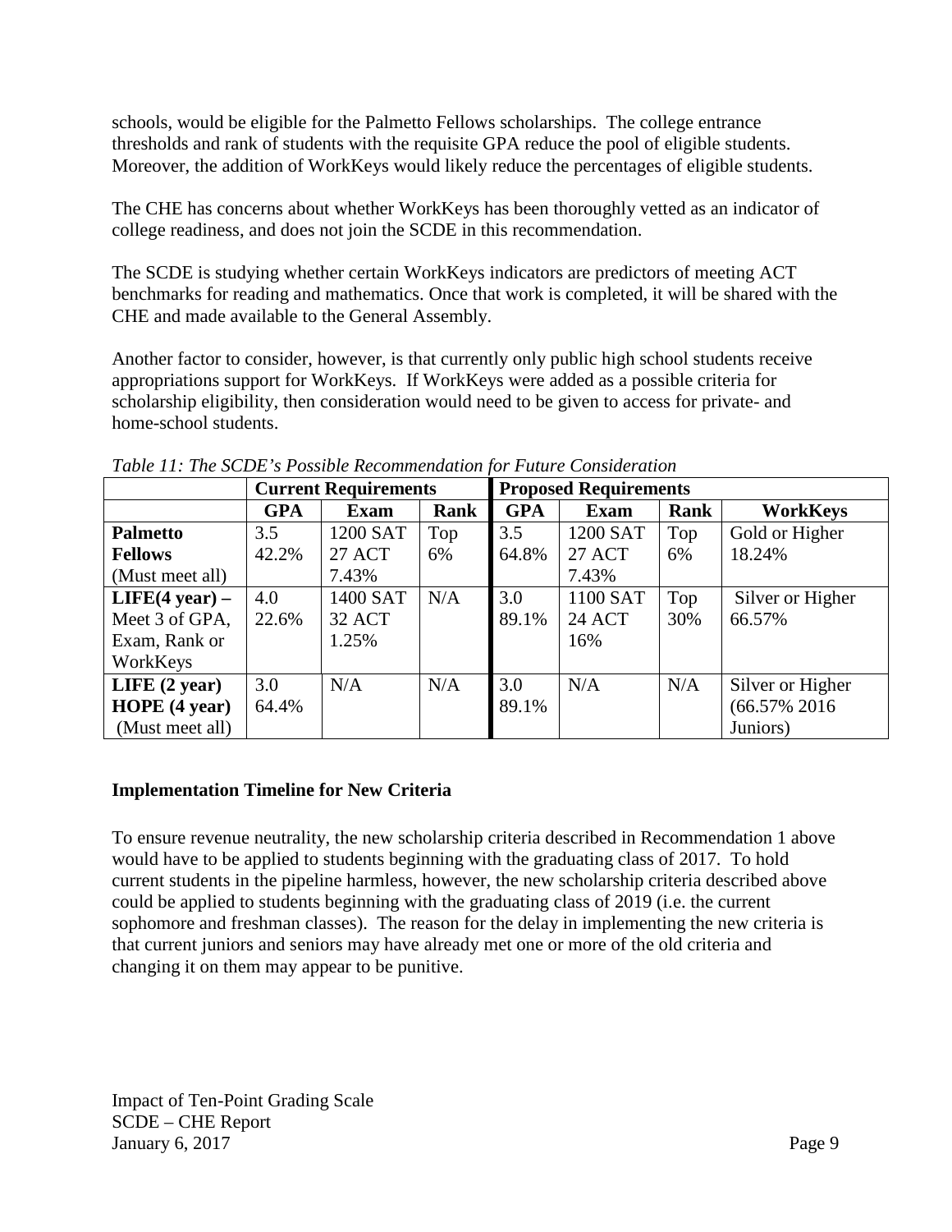schools, would be eligible for the Palmetto Fellows scholarships. The college entrance thresholds and rank of students with the requisite GPA reduce the pool of eligible students. Moreover, the addition of WorkKeys would likely reduce the percentages of eligible students.

The CHE has concerns about whether WorkKeys has been thoroughly vetted as an indicator of college readiness, and does not join the SCDE in this recommendation.

The SCDE is studying whether certain WorkKeys indicators are predictors of meeting ACT benchmarks for reading and mathematics. Once that work is completed, it will be shared with the CHE and made available to the General Assembly.

Another factor to consider, however, is that currently only public high school students receive appropriations support for WorkKeys. If WorkKeys were added as a possible criteria for scholarship eligibility, then consideration would need to be given to access for private- and home-school students.

*Table 11: The SCDE's Possible Recommendation for Future Consideration*

| | **Current Requirements** | | | **Proposed Requirements** | | | |
|---|---|---|---|---|---|---|---|
| | **GPA** | **Exam** | **Rank** | **GPA** | **Exam** | **Rank** | **WorkKeys** |
| **Palmetto Fellows** (Must meet all) | 3.5 42.2% | 1200 SAT 27 ACT 7.43% | Top 6% | 3.5 64.8% | 1200 SAT 27 ACT 7.43% | Top 6% | Gold or Higher 18.24% |
| **LIFE(4 year) –** Meet 3 of GPA, Exam, Rank or WorkKeys | 4.0 22.6% | 1400 SAT 32 ACT 1.25% | N/A | 3.0 89.1% | 1100 SAT 24 ACT 16% | Top 30% | Silver or Higher 66.57% |
| **LIFE (2 year) HOPE (4 year)** (Must meet all) | 3.0 64.4% | N/A | N/A | 3.0 89.1% | N/A | N/A | Silver or Higher (66.57% 2016 Juniors) |

**Implementation Timeline for New Criteria**

To ensure revenue neutrality, the new scholarship criteria described in Recommendation 1 above would have to be applied to students beginning with the graduating class of 2017. To hold current students in the pipeline harmless, however, the new scholarship criteria described above could be applied to students beginning with the graduating class of 2019 (i.e. the current sophomore and freshman classes). The reason for the delay in implementing the new criteria is that current juniors and seniors may have already met one or more of the old criteria and changing it on them may appear to be punitive.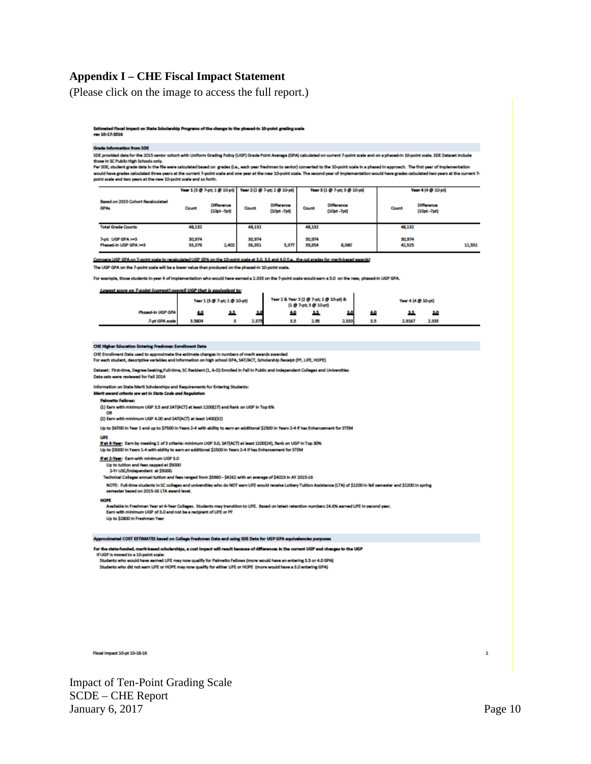## Appendix I – CHE Fiscal Impact Statement

(Please click on the image to access the full report.)

**Estimated Fiscal Impact on State Scholarship Programs of the change to the phased-in 10-point grading scale**
**rev 10-17-2016**

**Grade Information from SDE**

SDE provided data for the 2015 senior cohort with Uniform Grading Policy (UGP) Grade Point Average (GPA) calculated on current 7-point scale and on a phased-in 10-point scale. SDE Dataset include those in SC Public High Schools only.

Per SDE, student grade data in the file were calculated based on grades (i.e., each year freshman to senior) converted to the 10-point scale in a phased in approach. The first year of implementation would have grades calculated three years at the current 7-point scale and one year at the new 10-point scale. The second year of implementation would have grades calculated two years at the current 7-point scale and two years at the new 10-point scale and so forth.

| Based on 2015 Cohort Recalculated GPAs | Year 1 (3 @ 7-pt; 1 @ 10-pt) | | Year 2 (2 @ 7-pt; 2 @ 10-pt) | | Year 3 (1 @ 7-pt; 3 @ 10-pt) | | Year 4 (4 @ 10-pt) | |
|---|---|---|---|---|---|---|---|---|
| | Count | Difference (10pt -7pt) | Count | Difference (10pt -7pt) | Count | Difference (10pt -7pt) | Count | Difference (10pt -7pt) |
| Total Grade Counts | 48,132 | | 48,132 | | 48,132 | | 48,132 | |
| 7-pt: UGP GPA >=3 | 30,974 | | 30,974 | | 30,974 | | 30,974 | |
| Phased-in UGP GPA >=3 | 33,376 | 2,402 | 36,351 | 5,377 | 39,354 | 8,380 | 42,525 | 11,551 |

Compare UGP GPA on 7-point scale to recalculated UGP GPA on the 10-point scale at 3.0, 3.5 and 4.0 (i.e., the cut grades for merit-based awards)

The UGP GPA on the 7-point scale will be a lower value than produced on the phased-in 10-point scale.

For example, those students in year 4 of implementation who would have earned a 2.333 on the 7-point scale would earn a 3.0 on the new, phased-in UGP GPA.

*Lowest score on 7-point (current) overall UGP that is equivalent to:*

| | Year 1 (3 @ 7-pt; 1 @ 10-pt) | | | Year 2 & Year 3 (2 @ 7-pt; 2 @ 10-pt) & (1 @ 7-pt; 3 @ 10-pt) | | | Year 4 (4 @ 10-pt) | | |
|---|---|---|---|---|---|---|---|---|---|
| *Phased-in UGP GPA* | 4.0 | 3.5 | 3.0 | 4.0 | 3.5 | 3.0 | 4.0 | 3.5 | 3.0 |
| *7-pt GPA scale* | 3.5804 | 3 | 2.375 | 3.5 | 2.95 | 2.333 | 3.5 | 2.9167 | 2.333 |

**CHE Higher Education Entering Freshman Enrollment Data**

CHE Enrollment Data used to approximate the estimate changes in numbers of merit awards awarded
For each student, descriptive variables and information on high school GPA, SAT/ACT, Scholarship Receipt (PF, LIFE, HOPE)

Dataset: First-time, Degree-Seeking,Full-time, SC Resident (1, A-D) Enrolled in Fall in Public and Independent Colleges and Universities
Data sets were reviewed for Fall 2014

Information on State Merit Scholarships and Requirements for Entering Students:
***Merit award criteria are set in State Code and Regulation***

**Palmetto Fellows:**
(1) Earn with minimum UGP 3.5 and SAT(ACT) at least 1200(27) and Rank on UGP in Top 6%
OR
(2) Earn with minimum UGP 4.00 and SAT(ACT) at least 1400(32)

Up to $6700 in Year 1 and up to $7500 in Years 2-4 with ability to earn an additional $2500 in Years 2-4 if has Enhancement for STEM

**LIFE**
If at 4-Year: Earn by meeting 2 of 3 criteria: minimum UGP 3.0, SAT(ACT) at least 1100(24), Rank on UGP in Top 30%
Up to $5000 in Years 1-4 with ability to earn an additional $2500 in Years 2-4 if has Enhancement for STEM

If at 2-Year: Earn with minimum UGP 3.0
Up to tuition and fees capped at $5000
2-Yr USC/Independent at $5000.
Technical Colleges annual tuition and fees ranged from $3960 - $4262 with an average of $4023 in AY 2015-16

NOTE: Full-time students in SC colleges and universities who do NOT earn LIFE would receive Lottery Tuition Assistance (LTA) of $1200 in fall semester and $1200 in spring semester based on 2015-16 LTA award level.

**HOPE**
Available in Freshman Year at 4-Year Colleges. Students may transition to LIFE. Based on latest retention numbers 24.6% earned LIFE in second year.
Earn with minimum UGP of 3.0 and not be a recipient of LIFE or PF
Up to $2800 in Freshman Year

**Approximated COST ESTIMATES based on College Freshmen Data and using SDE Data for UGP GPA equivalencies purposes**

For the state-funded, merit-based scholarships, a cost impact will result because of differences in the current UGP and changes to the UGP
If UGP is moved to a 10-point scale:
Students who would have earned LIFE may now qualify for Palmetto Fellows (more would have an entering 3.5 or 4.0 GPA)
Students who did not earn LIFE or HOPE may now qualify for either LIFE or HOPE (more would have a 3.0 entering GPA)

Fiscal Impact 10-pt 10-18-16

Impact of Ten-Point Grading Scale
SCDE – CHE Report
January 6, 2017